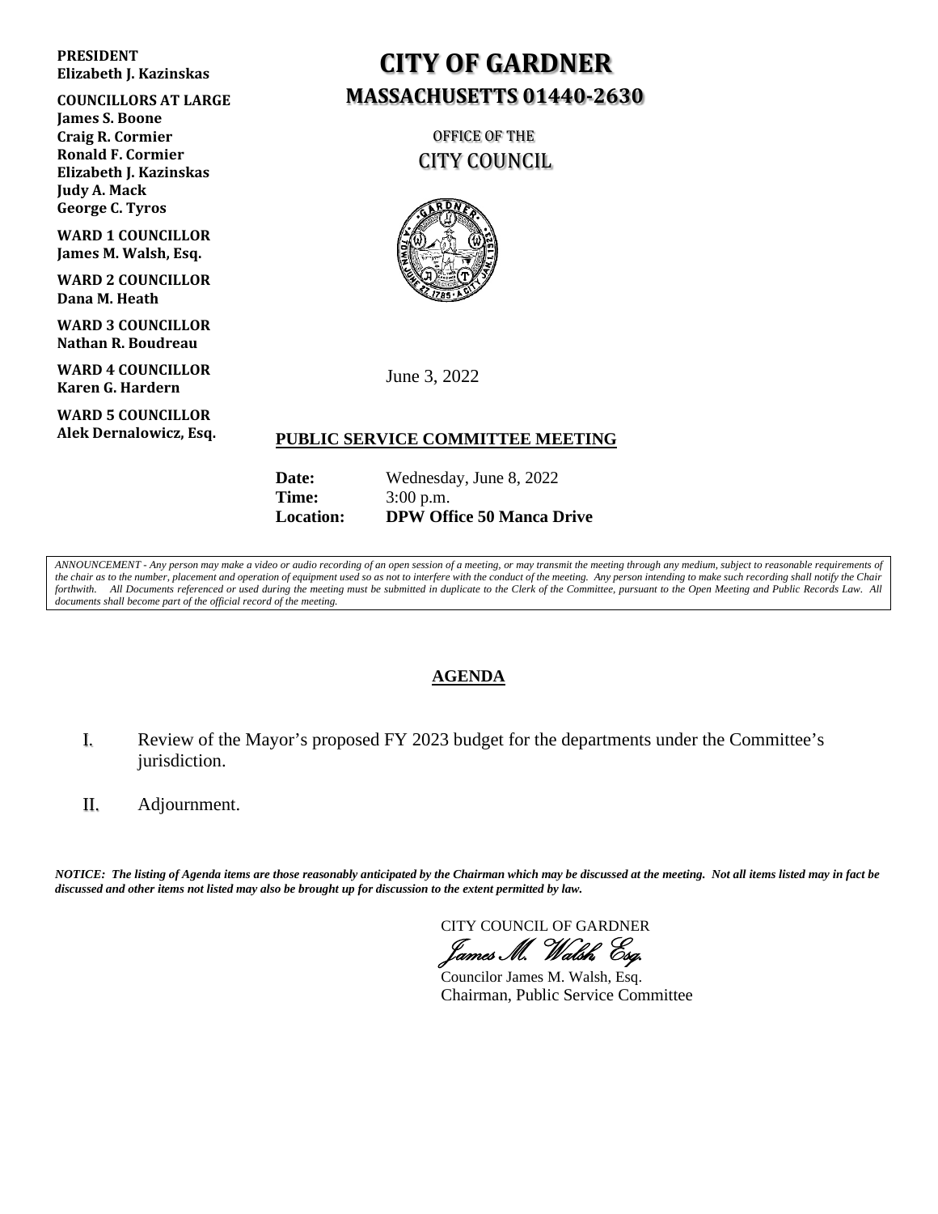**PRESIDENT**
**Elizabeth J. Kazinskas**

**COUNCILLORS AT LARGE**
**James S. Boone**
**Craig R. Cormier**
**Ronald F. Cormier**
**Elizabeth J. Kazinskas**
**Judy A. Mack**
**George C. Tyros**

**WARD 1 COUNCILLOR**
**James M. Walsh, Esq.**

**WARD 2 COUNCILLOR**
**Dana M. Heath**

**WARD 3 COUNCILLOR**
**Nathan R. Boudreau**

**WARD 4 COUNCILLOR**
**Karen G. Hardern**

**WARD 5 COUNCILLOR**
**Alek Dernalowicz, Esq.**

# CITY OF GARDNER
## MASSACHUSETTS 01440-2630

### OFFICE OF THE CITY COUNCIL

June 3, 2022

**PUBLIC SERVICE COMMITTEE MEETING**

**Date:** Wednesday, June 8, 2022
**Time:** 3:00 p.m.
**Location:** **DPW Office 50 Manca Drive**

*ANNOUNCEMENT - Any person may make a video or audio recording of an open session of a meeting, or may transmit the meeting through any medium, subject to reasonable requirements of the chair as to the number, placement and operation of equipment used so as not to interfere with the conduct of the meeting. Any person intending to make such recording shall notify the Chair forthwith. All Documents referenced or used during the meeting must be submitted in duplicate to the Clerk of the Committee, pursuant to the Open Meeting and Public Records Law. All documents shall become part of the official record of the meeting.*

**AGENDA**

I. Review of the Mayor's proposed FY 2023 budget for the departments under the Committee's jurisdiction.

II. Adjournment.

***NOTICE: The listing of Agenda items are those reasonably anticipated by the Chairman which may be discussed at the meeting. Not all items listed may in fact be discussed and other items not listed may also be brought up for discussion to the extent permitted by law.***

CITY COUNCIL OF GARDNER

*James M. Walsh, Esq.*

Councilor James M. Walsh, Esq.
Chairman, Public Service Committee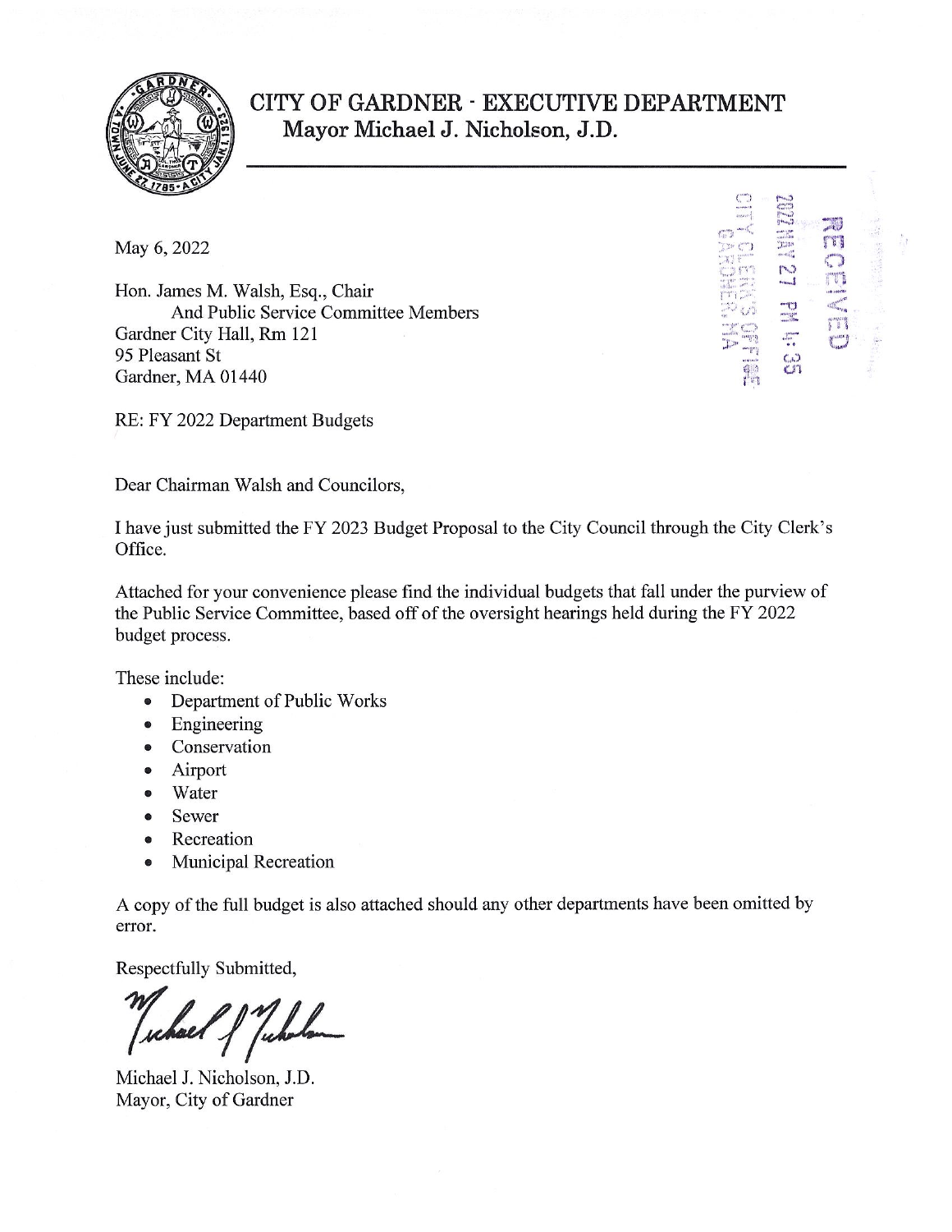# CITY OF GARDNER - EXECUTIVE DEPARTMENT

**Mayor Michael J. Nicholson, J.D.**

RECEIVED
2022 MAY 27 PM 4:35
CITY CLERK'S OFFICE
GARDNER, MA

May 6, 2022

Hon. James M. Walsh, Esq., Chair
And Public Service Committee Members
Gardner City Hall, Rm 121
95 Pleasant St
Gardner, MA 01440

RE: FY 2022 Department Budgets

Dear Chairman Walsh and Councilors,

I have just submitted the FY 2023 Budget Proposal to the City Council through the City Clerk's Office.

Attached for your convenience please find the individual budgets that fall under the purview of the Public Service Committee, based off of the oversight hearings held during the FY 2022 budget process.

These include:

- Department of Public Works
- Engineering
- Conservation
- Airport
- Water
- Sewer
- Recreation
- Municipal Recreation

A copy of the full budget is also attached should any other departments have been omitted by error.

Respectfully Submitted,

Michael J. Nicholson, J.D.
Mayor, City of Gardner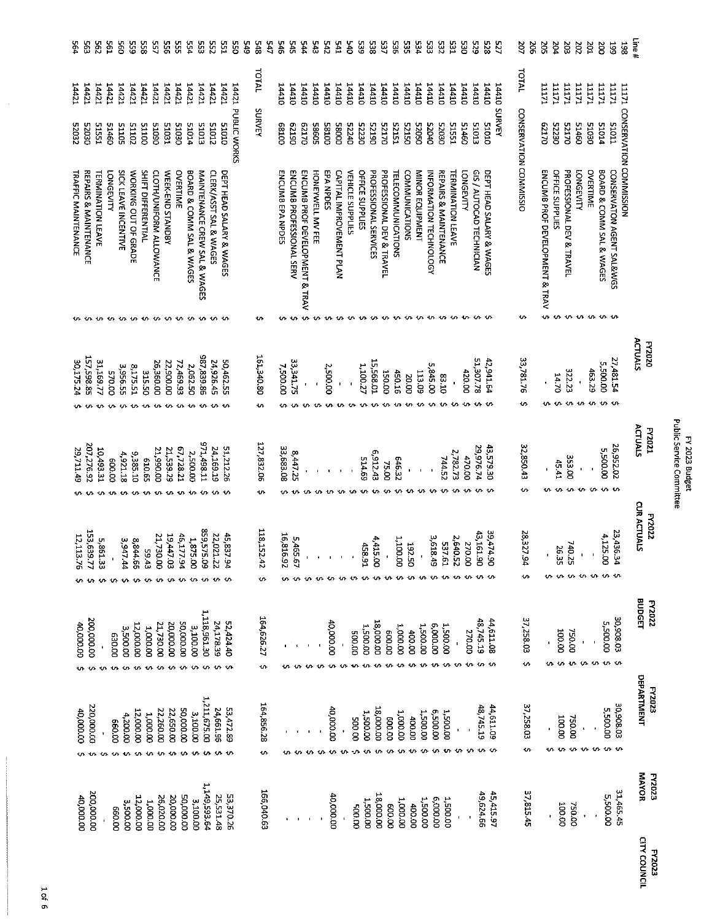# FY 2023 Budget
## Public Service Committee

| Line # | | | | FY2020 ACTUALS | FY2021 ACTUALS | FY2022 CUR ACTUALS | FY2022 BUDGET | FY2023 DEPARTMENT | FY2023 MAYOR | FY2023 CITY COUNCIL |
|---|---|---|---|---|---|---|---|---|---|---|
| 198 | 11171 | CONSERVATION COMMISSION | | | | | | | | |
| 199 | 11171 | 51011 | CONSERVATON AGENT SAL&WGS | $ 27,481.54 | $ 26,952.02 | $ 23,436.34 | $ 30,908.03 | $ 30,908.03 | 31,465.45 | |
| 200 | 11171 | 51014 | BOARD & COMM SAL & WAGES | $ 5,500.00 | $ 5,500.00 | $ 4,125.00 | $ 5,500.00 | $ 5,500.00 | 5,500.00 | |
| 201 | 11171 | 51030 | OVERTIME | $ 463.29 | $ - | $ - | $ - | $ - | - | |
| 202 | 11171 | 51460 | LONGEVITY | $ - | $ - | $ - | $ - | $ - | - | |
| 203 | 11171 | 52170 | PROFESSIONAL DEV & TRAVEL | $ 322.23 | $ 353.00 | $ 740.25 | $ 750.00 | $ 750.00 | 750.00 | |
| 204 | 11171 | 52230 | OFFICE SUPPLIES | $ 14.70 | $ 45.41 | $ 26.35 | $ 100.00 | $ 100.00 | 100.00 | |
| 205 | 11171 | 62170 | ENCUMB PROF DEVELOPMENT & TRAV | $ - | $ - | $ - | $ - | $ - | - | |
| 206 | | | | | | | | | | |
| 207 | TOTAL | CONSERVATION COMMISSIO | | $ 33,781.76 | $ 32,850.43 | $ 28,327.94 | $ 37,258.03 | $ 37,258.03 | 37,815.45 | |
| 527 | 14410 | SURVEY | | | | | | | | |
| 528 | 14410 | 51010 | DEPT HEAD SALARY & WAGES | $ 42,941.64 | $ 43,579.30 | $ 39,474.90 | $ 44,611.08 | $ 44,611.08 | 45,415.97 | |
| 529 | 14410 | 51013 | GIS / AUTOCAD TECHNICIAN | $ 51,307.78 | $ 29,976.74 | $ 43,161.90 | $ 48,745.19 | $ 48,745.19 | 49,624.66 | |
| 530 | 14410 | 51460 | LONGEVITY | $ 420.00 | $ 470.00 | $ 270.00 | $ 270.00 | $ - | - | |
| 531 | 14410 | 51551 | TERMINATION LEAVE | $ - | $ 2,782.73 | $ 2,640.52 | $ - | $ - | - | |
| 532 | 14410 | 52030 | REPAIRS & MAINTENANCE | $ 83.10 | $ 744.52 | $ 537.61 | $ 1,500.00 | $ 1,500.00 | 1,500.00 | |
| 533 | 14410 | 52040 | INFORMATION TECHNOLOGY | $ 5,845.00 | $ - | $ 3,618.49 | $ 6,000.00 | $ 6,500.00 | 6,000.00 | |
| 534 | 14410 | 52050 | MINOR EQUIPMENT | $ 113.09 | $ - | $ - | $ 1,500.00 | $ 1,500.00 | 1,500.00 | |
| 535 | 14410 | 52150 | COMMUNICATIONS | $ 20.00 | $ - | $ 192.50 | $ 400.00 | $ 400.00 | 400.00 | |
| 536 | 14410 | 52151 | TELECOMMUNICATIONS | $ 450.16 | $ 646.32 | $ 1,100.00 | $ 1,000.00 | $ 1,000.00 | 1,000.00 | |
| 537 | 14410 | 52170 | PROFESSIONAL DEV & TRAVEL | $ 150.00 | $ 75.00 | $ - | $ 600.00 | $ 600.00 | 600.00 | |
| 538 | 14410 | 52190 | PROFESSIONAL SERVICES | $ 15,568.01 | $ 6,912.43 | $ 4,415.00 | $ 18,000.00 | $ 18,000.00 | 18,000.00 | |
| 539 | 14410 | 52230 | OFFICE SUPPLIES | $ 1,100.27 | $ 514.69 | $ 458.91 | $ 1,500.00 | $ 1,500.00 | 1,500.00 | |
| 540 | 14410 | 52240 | VEHICLE SUPPLIES | $ - | $ - | $ - | $ 500.00 | $ 500.00 | 500.00 | |
| 541 | 14410 | 58000 | CAPITAL IMPROVEMENT PLAN | $ - | $ - | $ - | $ - | $ - | - | |
| 542 | 14410 | 58100 | EPA NPDES | $ 2,500.00 | $ - | $ - | $ 40,000.00 | $ 40,000.00 | 40,000.00 | |
| 543 | 14410 | 58605 | HONEYWELL MV FEE | $ - | $ - | $ - | $ - | $ - | - | |
| 544 | 14410 | 62170 | ENCUMB PROF DEVELOPMENT & TRAV | $ - | $ - | $ - | $ - | $ - | - | |
| 545 | 14410 | 62190 | ENCUMB PROFESSIONAL SERV | $ 33,341.75 | $ 8,447.25 | $ 5,465.67 | $ - | $ - | - | |
| 546 | 14410 | 68100 | ENCUMB EPA NPDES | $ 7,500.00 | $ 33,683.08 | $ 16,816.92 | $ - | $ - | - | |
| 547 | | | | | | | | | | |
| 548 | TOTAL | SURVEY | | $ 161,340.80 | $ 127,832.06 | $ 118,152.42 | $ 164,626.27 | $ 164,856.28 | 166,040.63 | |
| 549 | | | | | | | | | | |
| 550 | 14421 | PUBLIC WORKS | | | | | | | | |
| 551 | 14421 | 51010 | DEPT HEAD SALARY & WAGES | $ 50,462.55 | $ 51,212.26 | $ 45,837.94 | $ 52,424.40 | $ 53,472.89 | 53,370.26 | |
| 552 | 14421 | 51012 | CLERK/ASST SAL & WAGES | $ 24,926.45 | $ 24,169.19 | $ 22,021.22 | $ 24,178.39 | $ 24,661.96 | 25,531.48 | |
| 553 | 14421 | 51013 | MAINTENANCE CREW SAL & WAGES | $ 987,839.86 | $ 971,498.11 | $ 859,575.09 | $ 1,118,961.30 | $ 1,211,675.00 | 1,149,593.64 | |
| 554 | 14421 | 51014 | BOARD & COMM SAL & WAGES | $ 2,062.50 | $ 2,500.00 | $ 1,875.00 | $ 3,100.00 | $ 3,100.00 | 3,100.00 | |
| 555 | 14421 | 51030 | OVERTIME | $ 72,469.93 | $ 67,728.21 | $ 45,177.94 | $ 50,000.00 | $ 50,000.00 | 50,000.00 | |
| 556 | 14421 | 51031 | WEEK-END STANDBY | $ 22,900.00 | $ 21,539.29 | $ 19,447.03 | $ 20,000.00 | $ 22,650.00 | 20,000.00 | |
| 557 | 14421 | 51090 | CLOTH/UNIFORM ALLOWANCE | $ 26,360.00 | $ 21,990.00 | $ 21,730.00 | $ 21,730.00 | $ 22,260.00 | 26,020.00 | |
| 558 | 14421 | 51100 | SHIFT DIFFERENTIAL | $ 315.50 | $ 610.65 | $ 59.43 | $ 1,000.00 | $ 1,000.00 | 1,000.00 | |
| 559 | 14421 | 51102 | WORKING OUT OF GRADE | $ 8,175.51 | $ 9,385.10 | $ 8,844.66 | $ 12,000.00 | $ 12,000.00 | 12,000.00 | |
| 560 | 14421 | 51105 | SICK LEAVE INCENTIVE | $ 3,956.55 | $ 4,921.18 | $ 3,947.44 | $ 3,500.00 | $ 4,200.00 | 3,500.00 | |
| 561 | 14421 | 51460 | LONGEVITY | $ 570.00 | $ 600.00 | $ - | $ 630.00 | $ 660.00 | 660.00 | |
| 562 | 14421 | 51551 | TERMINATION LEAVE | $ 31,169.77 | $ 10,493.31 | $ 5,861.33 | $ - | $ - | - | |
| 563 | 14421 | 52030 | REPAIRS & MAINTENANCE | $ 157,598.85 | $ 207,276.92 | $ 153,639.77 | $ 200,000.00 | $ 220,000.00 | 200,000.00 | |
| 564 | 14421 | 52032 | TRAFFIC MAINTENANCE | $ 30,175.24 | $ 29,711.49 | $ 12,113.76 | $ 40,000.00 | $ 40,000.00 | 40,000.00 | |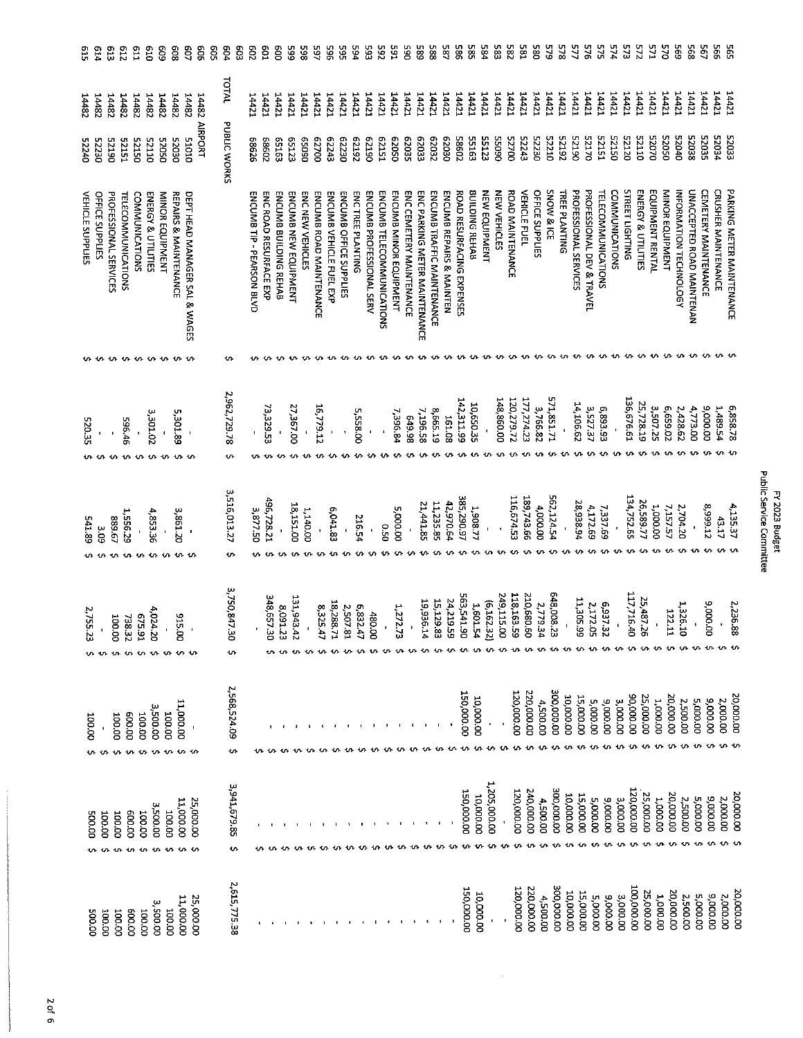# FY 2023 Budget
## Public Service Committee

| Line | Dept | Acct | Description | | | | | | |
|---|---|---|---|---|---|---|---|---|---|
| 565 | 14421 | 52033 | PARKING METER MAINTENANCE | 6,858.78 | 4,135.37 | 2,236.88 | 20,000.00 | 20,000.00 | 20,000.00 |
| 566 | 14421 | 52034 | CRUSHER MAINTENANCE | 1,489.54 | 43.17 | - | 2,000.00 | 2,000.00 | 2,000.00 |
| 567 | 14421 | 52035 | CEMETERY MAINTENANCE | 9,000.00 | 8,999.12 | 9,000.00 | 9,000.00 | 9,000.00 | 9,000.00 |
| 568 | 14421 | 52038 | UNACCEPTED ROAD MAINTENAN | 4,773.00 | - | - | 5,000.00 | 5,000.00 | 5,000.00 |
| 569 | 14421 | 52040 | INFORMATION TECHNOLOGY | 2,428.62 | 2,704.20 | 1,326.10 | 2,500.00 | 2,500.00 | 2,500.00 |
| 570 | 14421 | 52050 | MINOR EQUIPMENT | 6,659.02 | 7,157.57 | 122.11 | 20,000.00 | 20,000.00 | 20,000.00 |
| 571 | 14421 | 52070 | EQUIPMENT RENTAL | 3,507.25 | 1,000.00 | - | 1,000.00 | 1,000.00 | 1,000.00 |
| 572 | 14421 | 52110 | ENERGY & UTILITIES | 25,728.19 | 26,589.77 | 25,487.26 | 25,000.00 | 25,000.00 | 25,000.00 |
| 573 | 14421 | 52120 | STREET LIGHTING | 136,676.61 | 134,752.65 | 117,716.40 | 90,000.00 | 120,000.00 | 100,000.00 |
| 574 | 14421 | 52150 | COMMUNICATIONS | - | - | - | 3,000.00 | 3,000.00 | 3,000.00 |
| 575 | 14421 | 52151 | TELECOMMUNICATIONS | 6,893.93 | 7,337.69 | 6,937.32 | 9,000.00 | 9,000.00 | 9,000.00 |
| 576 | 14421 | 52170 | PROFESSIONAL DEV & TRAVEL | 3,527.37 | 4,172.69 | 2,172.05 | 5,000.00 | 5,000.00 | 5,000.00 |
| 577 | 14421 | 52190 | PROFESSIONAL SERVICES | 14,106.62 | 28,938.94 | 11,305.99 | 15,000.00 | 15,000.00 | 15,000.00 |
| 578 | 14421 | 52192 | TREE PLANTING | - | - | - | 10,000.00 | 10,000.00 | 10,000.00 |
| 579 | 14421 | 52210 | SNOW & ICE | 571,851.71 | 562,124.54 | 648,008.23 | 300,000.00 | 300,000.00 | 300,000.00 |
| 580 | 14421 | 52230 | OFFICE SUPPLIES | 3,766.82 | 4,000.00 | 2,779.34 | 4,500.00 | 4,500.00 | 4,500.00 |
| 581 | 14421 | 52243 | VEHICLE FUEL | 177,774.23 | 189,743.66 | 210,680.60 | 220,000.00 | 240,000.00 | 220,000.00 |
| 582 | 14421 | 52700 | ROAD MAINTENANCE | 120,279.72 | 116,674.53 | 118,163.59 | 120,000.00 | 120,000.00 | 120,000.00 |
| 583 | 14421 | 55090 | NEW VEHICLES | 148,860.00 | - | 249,115.00 | - | - | - |
| 584 | 14421 | 55123 | NEW EQUIPMENT | - | - | (6,162.32) | - | 1,205,000.00 | - |
| 585 | 14421 | 55163 | BUILDING REHAB | 10,650.35 | 1,908.77 | 1,601.54 | 10,000.00 | 10,000.00 | 10,000.00 |
| 586 | 14421 | 58602 | ROAD RESURFACING EXPENSES | 142,311.99 | 385,290.97 | 563,541.90 | 150,000.00 | 150,000.00 | 150,000.00 |
| 587 | 14421 | 62030 | ENCUMB REPAIRS & MAINTEN | 161.08 | 42,970.64 | 24,219.59 | - | - | |
| 588 | 14421 | 62032 | ENCUMB TRAFFIC MAINTENANCE | 8,665.19 | 11,235.85 | 15,129.83 | - | - | |
| 589 | 14421 | 62033 | ENC PARKING METER MAINTENANCE | 7,196.58 | 21,441.85 | 19,936.14 | - | - | |
| 590 | 14421 | 62035 | ENC CEMETERY MAINTENANCE | 649.98 | - | - | - | - | |
| 591 | 14421 | 62050 | ENCUMB MINOR EQUIPMENT | 7,396.84 | 5,000.00 | 1,272.73 | - | - | |
| 592 | 14421 | 62151 | ENCUMB TELECOMMUNICATIONS | - | 0.50 | - | - | - | |
| 593 | 14421 | 62190 | ENCUMB PROFESSIONAL SERV | - | - | 480.00 | - | - | |
| 594 | 14421 | 62192 | ENC TREE PLANTING | 5,558.00 | 216.54 | 6,832.47 | - | - | |
| 595 | 14421 | 62230 | ENCUMB OFFICE SUPPLIES | - | - | 2,507.81 | - | - | |
| 596 | 14421 | 62243 | ENCUMB VEHICLE FUEL EXP | - | 6,041.83 | 18,288.71 | - | - | |
| 597 | 14421 | 62700 | ENCUMB ROAD MAINTENANCE | 16,779.12 | - | 8,325.47 | - | - | |
| 598 | 14421 | 65090 | ENC NEW VEHICLES | - | 1,140.00 | - | - | - | |
| 599 | 14421 | 65123 | ENCUMB NEW EQUIPMENT | 27,367.00 | 18,151.00 | 131,943.42 | - | - | |
| 600 | 14421 | 65163 | ENCUMB BUILDING REHAB | - | - | 8,091.23 | - | - | |
| 601 | 14421 | 68602 | ENC ROAD RESURFACE EXP | 73,329.53 | 496,728.21 | 348,657.30 | - | - | |
| 602 | 14421 | 68626 | ENCUMB TIP - PEARSON BLVD | - | 3,877.50 | - | - | - | |
| 603 | | | | | | | | | |
| 604 | TOTAL | | PUBLIC WORKS | 2,962,729.78 | 3,516,013.27 | 3,750,847.30 | 2,568,524.09 | 3,941,679.85 | 2,615,775.38 |
| 605 | | | | | | | | | |
| 606 | 14482 | | AIRPORT | | | | | | |
| 607 | 14482 | 51010 | DEPT HEAD MANAGER SAL & WAGES | - | - | - | - | 25,000.00 | 25,000.00 |
| 608 | 14482 | 52030 | REPAIRS & MAINTENANCE | 5,301.89 | 3,861.20 | 915.00 | 11,000.00 | 11,000.00 | 11,000.00 |
| 609 | 14482 | 52050 | MINOR EQUIPMENT | - | - | - | 100.00 | 100.00 | 100.00 |
| 610 | 14482 | 52110 | ENERGY & UTILITIES | 3,301.02 | 4,853.36 | 4,024.20 | 3,500.00 | 3,500.00 | 3,500.00 |
| 611 | 14482 | 52150 | COMMUNICATIONS | - | - | 675.91 | 100.00 | 100.00 | 100.00 |
| 612 | 14482 | 52151 | TELECOMMUNICATIONS | 596.46 | 1,556.29 | 738.32 | 600.00 | 600.00 | 600.00 |
| 613 | 14482 | 52190 | PROFESSIONAL SERVICES | - | 889.67 | 100.00 | 100.00 | 100.00 | 100.00 |
| 614 | 14482 | 52230 | OFFICE SUPPLIES | - | 3.09 | - | - | 100.00 | 100.00 |
| 615 | 14482 | 52240 | VEHICLE SUPPLIES | 520.35 | 541.89 | 2,755.23 | 100.00 | 500.00 | 500.00 |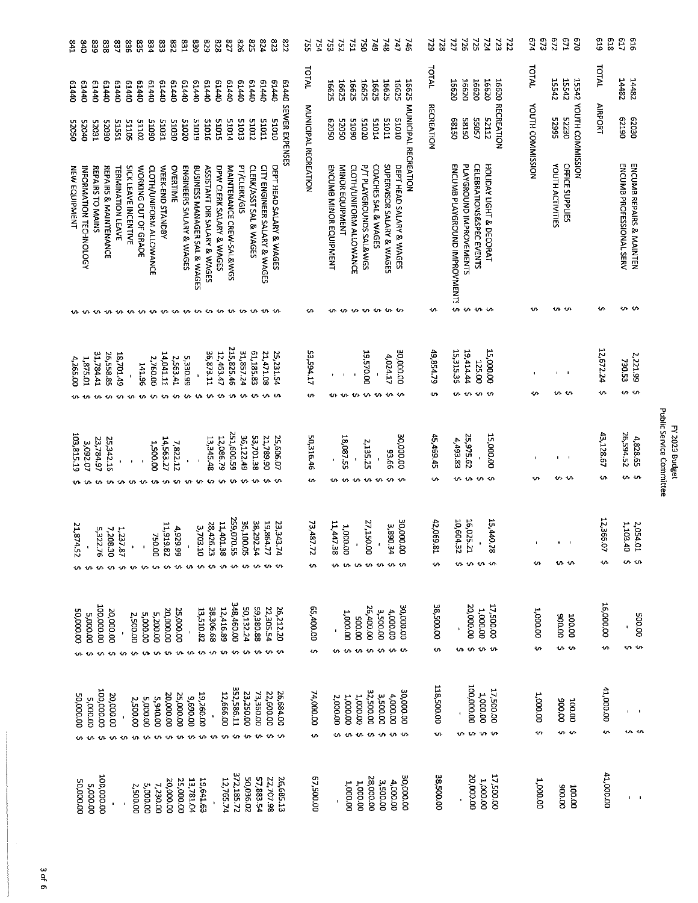| Line | Fund | Account | Description | | | | | | |
|---|---|---|---|---|---|---|---|---|---|
| 616 | 14482 | 62030 | ENCUMB REPAIRS & MAINTEN | $ 2,221.99 | $ 4,828.65 | $ 2,054.01 | $ 500.00 | $ - | - |
| 617 | 14482 | 62190 | ENCUMB PROFESSIONAL SERV | $ 730.53 | $ 26,594.52 | $ 1,105.40 | $ - | $ - | - |
| 618 | | | | | | | | | |
| 619 | TOTAL | | AIRPORT | $ 12,672.24 | $ 43,128.67 | $ 12,366.07 | $ 16,000.00 | $ 41,000.00 | 41,000.00 |
| 670 | 15542 | | YOUTH COMMISSION | | | | | | |
| 671 | 15542 | 52230 | OFFICE SUPPLIES | $ - | $ - | $ - | $ 100.00 | $ 100.00 | 100.00 |
| 672 | 15542 | 52995 | YOUTH ACTIVITIES | $ - | $ - | $ - | $ 900.00 | $ 900.00 | 900.00 |
| 673 | | | | | | | | | |
| 674 | TOTAL | | YOUTH COMMISSION | $ - | $ - | $ - | $ 1,000.00 | $ 1,000.00 | 1,000.00 |
| 722 | | | | | | | | | |
| 723 | 16620 | | RECREATION | | | | | | |
| 724 | 16620 | 52112 | HOLIDAY LIGHT & DECORAT | $ 15,000.00 | $ 15,000.00 | $ 15,440.28 | $ 17,500.00 | $ 17,500.00 | 17,500.00 |
| 725 | 16620 | 55057 | CELEBRATIONS&SPEC EVENTS | $ 125.00 | $ - | $ - | $ 1,000.00 | $ 1,000.00 | 1,000.00 |
| 726 | 16620 | 58150 | PLAYGROUND IMPROVEMENTS | $ 19,414.44 | $ 25,975.62 | $ 16,025.21 | $ 20,000.00 | $ 100,000.00 | 20,000.00 |
| 727 | 16620 | 68150 | ENCUMB PLAYGROUND IMPROVMENTS | $ 15,315.35 | $ 4,493.83 | $ 10,604.32 | $ - | $ - | - |
| 728 | | | | | | | | | |
| 729 | TOTAL | | RECREATION | $ 49,854.79 | $ 45,469.45 | $ 42,069.81 | $ 38,500.00 | $ 118,500.00 | 38,500.00 |
| 746 | 16625 | | MUNICIPAL RECREATION | | | | | | |
| 747 | 16625 | 51010 | DEPT HEAD SALARY & WAGES | $ 30,000.00 | $ 30,000.00 | $ 30,000.00 | $ 30,000.00 | $ 30,000.00 | 30,000.00 |
| 748 | 16625 | 51011 | SUPERVISOR SALARY & WAGES | $ 4,024.17 | $ 93.66 | $ 3,890.34 | $ 4,000.00 | $ 4,000.00 | 4,000.00 |
| 749 | 16625 | 51014 | COACHES SAL & WAGES | $ - | $ - | $ - | $ 3,500.00 | $ 3,500.00 | 3,500.00 |
| 750 | 16625 | 51020 | P/T PLAYGROUNDS SAL&WGS | $ 19,570.00 | $ 2,135.25 | $ 27,150.00 | $ 26,400.00 | $ 32,500.00 | 28,000.00 |
| 751 | 16625 | 51090 | CLOTH/UNIFORM ALLOWANCE | $ - | $ - | $ - | $ 500.00 | $ 1,000.00 | 1,000.00 |
| 752 | 16625 | 52050 | MINOR EQUIPMENT | $ - | $ 18,087.55 | $ 1,000.00 | $ 1,000.00 | $ 1,000.00 | 1,000.00 |
| 753 | 16625 | 62050 | ENCUMB MINOR EQUIPMENT | $ - | $ - | $ 11,447.38 | $ - | $ 2,000.00 | - |
| 754 | | | | | | | | | |
| 755 | TOTAL | | MUNICIPAL RECREATION | $ 53,594.17 | $ 50,316.46 | $ 73,497.72 | $ 65,400.00 | $ 74,000.00 | 67,500.00 |
| 822 | 61440 | | SEWER EXPENSES | | | | | | |
| 823 | 61440 | 51010 | DEPT HEAD SALARY & WAGES | $ 25,231.54 | $ 25,606.07 | $ 23,343.74 | $ 26,212.20 | $ 26,684.00 | 26,685.13 |
| 824 | 61440 | 51011 | CITY ENGINEER SALARY & WAGES | $ 21,471.08 | $ 21,789.90 | $ 19,864.77 | $ 22,305.54 | $ 22,600.00 | 22,707.98 |
| 825 | 61440 | 51012 | CLERK/ASST SAL & WAGES | $ 61,185.83 | $ 53,701.38 | $ 38,292.54 | $ 59,380.88 | $ 73,360.00 | 57,883.54 |
| 826 | 61440 | 51013 | PT/CLERK/GIS | $ 31,857.24 | $ 36,122.49 | $ 36,100.05 | $ 50,132.24 | $ 23,250.00 | 50,036.02 |
| 827 | 61440 | 51014 | MAINTENANCE CREW-SAL&WGS | $ 215,825.46 | $ 251,600.59 | $ 259,070.55 | $ 348,460.00 | $ 352,586.11 | 372,185.72 |
| 828 | 61440 | 51015 | DPW CLERK SALARY & WAGES | $ 12,463.47 | $ 12,086.79 | $ 11,401.38 | $ 12,416.89 | $ 12,666.00 | 12,765.74 |
| 829 | 61440 | 51016 | ASSISTANT DIR SALARY & WAGES | $ 36,873.11 | $ 13,345.48 | $ 28,426.23 | $ 38,306.68 | $ - | - |
| 830 | 61440 | 51019 | BUSINESS MANAGER SAL & WAGES | $ - | $ - | $ 3,703.10 | $ 13,510.82 | $ 19,260.00 | 19,641.63 |
| 831 | 61440 | 51020 | ENGINEERS SALARY & WAGES | $ 5,330.96 | $ - | $ - | $ 25,000.00 | $ 9,690.00 | 13,781.04 |
| 832 | 61440 | 51030 | OVERTIME | $ 2,563.41 | $ 7,822.12 | $ 4,929.99 | $ 20,000.00 | $ 25,000.00 | 25,000.00 |
| 833 | 61440 | 51031 | WEEK-END STANDBY | $ 14,041.11 | $ 14,563.27 | $ 11,919.82 | $ 5,200.00 | $ 20,000.00 | 20,000.00 |
| 834 | 61440 | 51090 | CLOTH/UNIFORM ALLOWANCE | $ 2,760.00 | $ 1,500.00 | $ 750.00 | $ 5,000.00 | $ 5,940.00 | 7,230.00 |
| 835 | 61440 | 51102 | WORKING OUT OF GRADE | $ 141.96 | $ - | $ - | $ 2,500.00 | $ 5,000.00 | 5,000.00 |
| 836 | 61440 | 51105 | SICK LEAVE INCENTIVE | $ - | $ - | $ - | $ - | $ 2,500.00 | 2,500.00 |
| 837 | 61440 | 51551 | TERMINATION LEAVE | $ 18,701.49 | $ - | $ 1,237.87 | $ - | $ - | - |
| 838 | 61440 | 52030 | REPAIRS & MAINTENANCE | $ 26,558.85 | $ 25,342.16 | $ 7,208.30 | $ 20,000.00 | $ 20,000.00 | - |
| 839 | 61440 | 52031 | REPAIRS TO MAINS | $ 31,784.41 | $ 23,784.97 | $ 5,322.76 | $ 100,000.00 | $ 100,000.00 | 100,000.00 |
| 840 | 61440 | 52040 | INFORMATION TECHNOLOGY | $ 1,875.01 | $ 3,092.07 | $ - | $ 5,000.00 | $ 5,000.00 | 5,000.00 |
| 841 | 61440 | 52050 | NEW EQUIPMENT | $ 4,265.00 | $ 103,815.19 | $ 21,874.52 | $ 50,000.00 | $ 50,000.00 | 50,000.00 |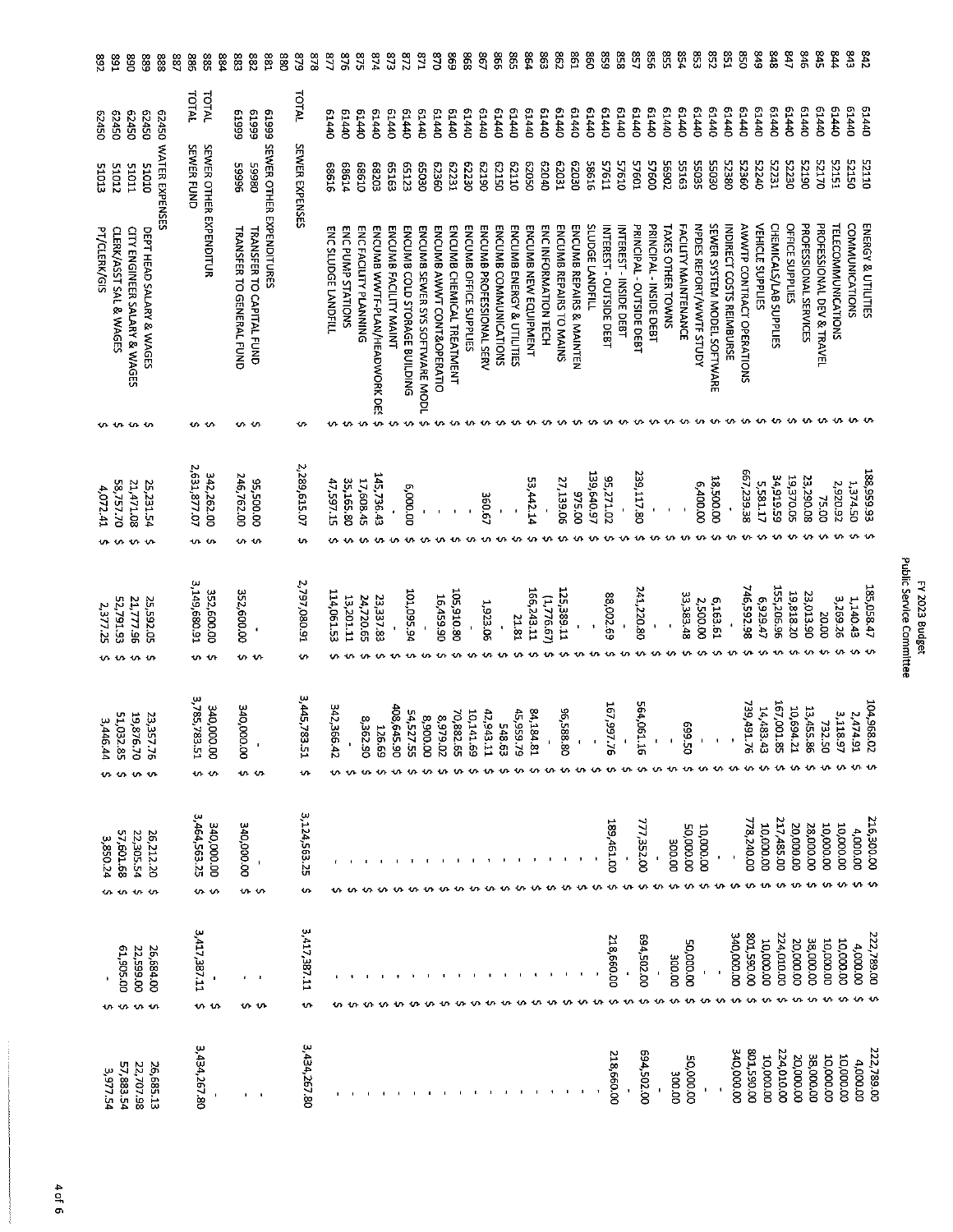FY 2023 Budget
Public Service Committee

| | | | | | | | | | |
|---|---|---|---|---|---|---|---|---|---|
| 842 | 61440 | 52110 | ENERGY & UTILITIES | 188,959.93 | 185,058.47 | 104,968.02 | 216,300.00 | 222,789.00 | 222,789.00 |
| 843 | 61440 | 52150 | COMMUNICATIONS | 1,374.50 | 1,140.43 | 2,474.91 | 4,000.00 | 4,000.00 | 4,000.00 |
| 844 | 61440 | 52151 | TELECOMMUNICATIONS | 2,920.92 | 3,169.26 | 3,118.97 | 10,000.00 | 10,000.00 | 10,000.00 |
| 845 | 61440 | 52170 | PROFESSIONAL DEV & TRAVEL | 75.00 | 20.00 | 732.50 | 10,000.00 | 10,000.00 | 10,000.00 |
| 846 | 61440 | 52190 | PROFESSIONAL SERVICES | 23,290.08 | 23,013.90 | 13,455.86 | 28,000.00 | 38,000.00 | 38,000.00 |
| 847 | 61440 | 52230 | OFFICE SUPPLIES | 19,370.05 | 19,818.20 | 10,694.21 | 20,000.00 | 20,000.00 | 20,000.00 |
| 848 | 61440 | 52231 | CHEMICALS/LAB SUPPLIES | 34,919.59 | 155,206.96 | 167,001.85 | 217,485.00 | 224,010.00 | 224,010.00 |
| 849 | 61440 | 52240 | VEHICLE SUPPLIES | 5,581.17 | 6,929.47 | 14,483.43 | 10,000.00 | 10,000.00 | 10,000.00 |
| 850 | 61440 | 52360 | AWWTP CONTRACT OPERATIONS | 667,239.38 | 746,592.98 | 739,491.76 | 778,240.00 | 801,590.00 | 801,590.00 |
| 851 | 61440 | 52380 | INDIRECT COSTS REIMBURSE | - | - | - | - | 340,000.00 | 340,000.00 |
| 852 | 61440 | 55030 | SEWER SYSTEM MODEL SOFTWARE | 18,500.00 | 6,163.61 | - | - | - | |
| 853 | 61440 | 55035 | NPDES REPORT/WWTF STUDY | 6,400.00 | 2,500.00 | - | 10,000.00 | - | |
| 854 | 61440 | 55163 | FACILITY MAINTENANCE | - | 33,383.48 | 699.50 | 50,000.00 | 50,000.00 | 50,000.00 |
| 855 | 61440 | 55902 | TAXES OTHER TOWNS | - | - | - | 300.00 | 300.00 | 300.00 |
| 856 | 61440 | 57600 | PRINCIPAL - INSIDE DEBT | - | - | - | - | - | |
| 857 | 61440 | 57601 | PRINCIPAL - OUTSIDE DEBT | 239,117.80 | 241,220.80 | 564,061.16 | 777,352.00 | 694,502.00 | 694,502.00 |
| 858 | 61440 | 57610 | INTEREST - INSIDE DEBT | - | - | - | - | - | |
| 859 | 61440 | 57611 | INTEREST - OUTSIDE DEBT | 95,271.02 | 88,002.69 | 167,997.76 | 189,461.00 | 218,660.00 | 218,660.00 |
| 860 | 61440 | 58616 | SLUDGE LANDFILL | 139,640.97 | - | - | - | - | |
| 861 | 61440 | 62030 | ENCUMB REPAIRS & MAINTEN | 975.00 | - | - | - | - | |
| 862 | 61440 | 62031 | ENCUMB REPAIRS TO MAINS | 27,139.06 | 125,389.11 | 96,588.80 | - | - | |
| 863 | 61440 | 62040 | ENC INFORMATION TECH | - | (1,776.67) | - | - | - | |
| 864 | 61440 | 62050 | ENCUMB NEW EQUIPMENT | 53,442.14 | 166,243.11 | 84,184.81 | - | - | |
| 865 | 61440 | 62110 | ENCUMB ENERGY & UTILITIES | - | 21.81 | 45,959.79 | - | - | |
| 866 | 61440 | 62150 | ENCUMB COMMUNICATIONS | - | - | 548.63 | - | - | |
| 867 | 61440 | 62190 | ENCUMB PROFESSIONAL SERV | 360.67 | 1,923.06 | 42,943.11 | - | - | |
| 868 | 61440 | 62230 | ENCUMB OFFICE SUPPLIES | - | - | 10,141.69 | - | - | |
| 869 | 61440 | 62231 | ENCUMB CHEMICAL TREATMENT | - | 105,910.80 | 70,882.65 | - | - | |
| 870 | 61440 | 63360 | ENCUMB AWWT CONT&OPERATIO | - | 16,459.90 | 8,979.02 | - | - | |
| 871 | 61440 | 65030 | ENCUMB SEWER SYS SOFTWARE MODL | - | - | 8,900.00 | - | - | |
| 872 | 61440 | 65123 | ENCUMB COLD STORAGE BUILDING | 6,000.00 | 101,095.94 | 54,527.55 | - | - | |
| 873 | 61440 | 65163 | ENCUMB FACILITY MAINT | - | - | 408,645.90 | - | - | |
| 874 | 61440 | 68203 | ENCUMB WWTF-PLAN/HEADWORK DES | 145,736.43 | 23,337.83 | 126.69 | - | - | |
| 875 | 61440 | 68610 | ENC FACILITY PLANNING | 17,608.45 | 24,720.65 | 8,362.50 | - | - | |
| 876 | 61440 | 68614 | ENC PUMP STATIONS | 35,165.80 | 13,201.11 | - | - | - | |
| 877 | 61440 | 68616 | ENC SLUDGE LANDFILL | 47,597.15 | 114,061.53 | 342,366.42 | - | - | |
| 878 | | | | | | | | | |
| 879 | TOTAL | | SEWER EXPENSES | 2,289,615.07 | 2,797,080.91 | 3,445,783.51 | 3,124,563.25 | 3,417,387.11 | 3,434,267.80 |
| 880 | | | | | | | | | |
| 881 | 61999 | | SEWER OTHER EXPENDITURES | | | | | | |
| 882 | 61999 | 59980 | TRANSFER TO CAPITAL FUND | 95,500.00 | - | - | - | - | - |
| 883 | 61999 | 59996 | TRANSFER TO GENERAL FUND | 246,762.00 | 352,600.00 | 340,000.00 | 340,000.00 | - | - |
| 884 | | | | | | | | | |
| 885 | TOTAL | | SEWER OTHER EXPENDITUR | 342,262.00 | 352,600.00 | 340,000.00 | 340,000.00 | - | - |
| 886 | TOTAL | | SEWER FUND | 2,631,877.07 | 3,149,680.91 | 3,785,783.51 | 3,464,563.25 | 3,417,387.11 | 3,434,267.80 |
| 887 | | | | | | | | | |
| 888 | 62450 | | WATER EXPENSES | | | | | | |
| 889 | 62450 | 51010 | DEPT HEAD SALARY & WAGES | 25,231.54 | 25,592.05 | 23,357.76 | 26,212.20 | 26,684.00 | 26,685.13 |
| 890 | 62450 | 51011 | CITY ENGINEER SALARY & WAGES | 21,471.08 | 21,777.96 | 19,876.70 | 22,305.54 | 22,599.00 | 22,707.98 |
| 891 | 62450 | 51012 | CLERK/ASST SAL & WAGES | 58,757.70 | 52,791.93 | 51,032.85 | 57,601.68 | 61,905.00 | 57,883.54 |
| 892 | 62450 | 51013 | PT/CLERK/GIS | 4,072.41 | 2,377.25 | 3,446.44 | 3,850.24 | - | 3,977.54 |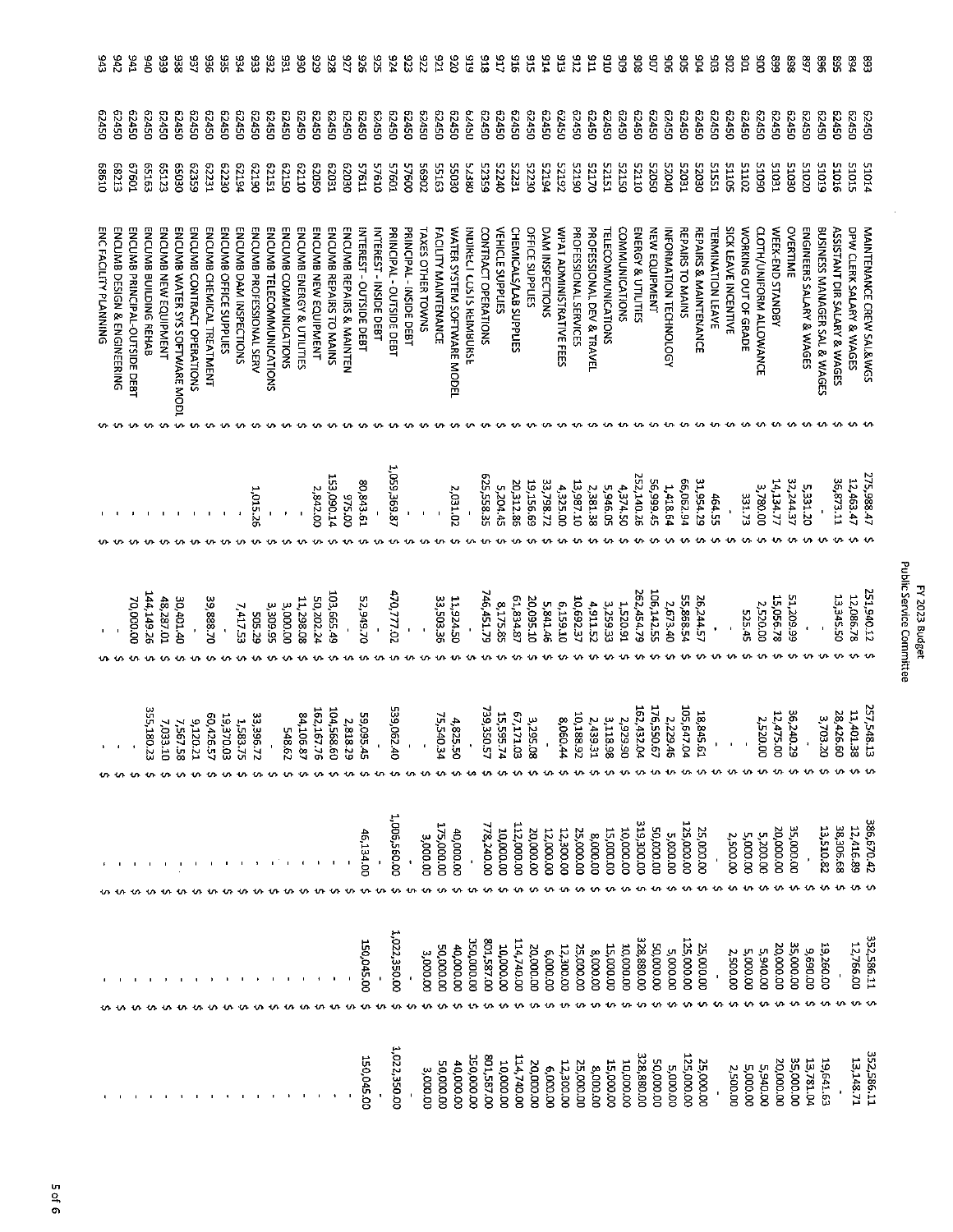# FY 2023 Budget

## Public Service Committee

| | | | | | | | | | |
|---|---|---|---|---|---|---|---|---|---|
| 893 | 62450 | 51014 | MAINTENANCE CREW SAL&WGS | 275,988.47 | 251,940.12 | 257,548.13 | 386,670.42 | 352,586.11 | 352,586.11 |
| 894 | 62450 | 51015 | DPW CLERK SALARY & WAGES | 12,463.47 | 12,086.78 | 11,401.38 | 12,416.89 | 12,766.00 | 13,148.71 |
| 895 | 62450 | 51016 | ASSISTANT DIR SALARY & WAGES | 36,873.11 | 13,345.50 | 28,426.60 | 38,306.68 | - | - |
| 896 | 62450 | 51019 | BUSINESS MANAGER SAL & WAGES | - | - | 3,703.20 | 13,510.82 | 19,260.00 | 19,641.63 |
| 897 | 62450 | 51020 | ENGINEERS SALARY & WAGES | 5,331.20 | - | - | - | 9,690.00 | 13,781.04 |
| 898 | 62450 | 51030 | OVERTIME | 32,244.37 | 51,209.99 | 36,240.29 | 35,000.00 | 35,000.00 | 35,000.00 |
| 899 | 62450 | 51031 | WEEK-END STANDBY | 14,134.77 | 15,056.78 | 12,475.00 | 20,000.00 | 20,000.00 | 20,000.00 |
| 900 | 62450 | 51090 | CLOTH/UNIFORM ALLOWANCE | 3,780.00 | 2,520.00 | 2,520.00 | 5,200.00 | 5,940.00 | 5,940.00 |
| 901 | 62450 | 51102 | WORKING OUT OF GRADE | 331.73 | 525.45 | - | 5,000.00 | 5,000.00 | 5,000.00 |
| 902 | 62450 | 51105 | SICK LEAVE INCENTIVE | - | - | - | 2,500.00 | 2,500.00 | 2,500.00 |
| 903 | 62450 | 51551 | TERMINATION LEAVE | 464.55 | - | - | - | - | - |
| 904 | 62450 | 52030 | REPAIRS & MAINTENANCE | 31,954.29 | 26,244.57 | 18,845.61 | 25,000.00 | 25,000.00 | 25,000.00 |
| 905 | 62450 | 52031 | REPAIRS TO MAINS | 66,062.94 | 55,888.54 | 105,647.04 | 125,000.00 | 125,000.00 | 125,000.00 |
| 906 | 62450 | 52040 | INFORMATION TECHNOLOGY | 1,418.64 | 2,673.40 | 2,229.46 | 5,000.00 | 5,000.00 | 5,000.00 |
| 907 | 62450 | 52050 | NEW EQUIPMENT | 56,999.45 | 106,142.55 | 176,550.67 | 50,000.00 | 50,000.00 | 50,000.00 |
| 908 | 62450 | 52110 | ENERGY & UTILITIES | 252,140.26 | 262,454.79 | 162,432.04 | 319,300.00 | 328,880.00 | 328,880.00 |
| 909 | 62450 | 52150 | COMMUNICATIONS | 4,374.50 | 1,520.91 | 2,929.90 | 10,000.00 | 10,000.00 | 10,000.00 |
| 910 | 62450 | 52151 | TELECOMMUNICATIONS | 5,946.05 | 3,259.33 | 3,118.98 | 15,000.00 | 15,000.00 | 15,000.00 |
| 911 | 62450 | 52170 | PROFESSIONAL DEV & TRAVEL | 2,381.38 | 4,911.52 | 2,439.31 | 8,000.00 | 8,000.00 | 8,000.00 |
| 912 | 62450 | 52190 | PROFESSIONAL SERVICES | 13,987.10 | 10,692.37 | 10,188.92 | 25,000.00 | 25,000.00 | 25,000.00 |
| 913 | 62450 | 52192 | WPAT ADMINISTRATIVE FEES | 4,325.00 | 6,159.10 | 8,060.44 | 12,300.00 | 12,300.00 | 12,300.00 |
| 914 | 62450 | 52194 | DAM INSPECTIONS | 33,798.72 | 5,841.46 | - | 12,000.00 | 6,000.00 | 6,000.00 |
| 915 | 62450 | 52230 | OFFICE SUPPLIES | 19,156.69 | 20,095.10 | 3,295.08 | 20,000.00 | 20,000.00 | 20,000.00 |
| 916 | 62450 | 52231 | CHEMICALS/LAB SUPPLIES | 20,312.86 | 61,834.87 | 67,171.03 | 112,000.00 | 114,740.00 | 114,740.00 |
| 917 | 62450 | 52240 | VEHICLE SUPPLIES | 5,204.45 | 8,175.85 | 15,595.74 | 10,000.00 | 10,000.00 | 10,000.00 |
| 918 | 62450 | 52359 | CONTRACT OPERATIONS | 625,558.35 | 746,451.79 | 739,350.57 | 778,240.00 | 801,587.00 | 801,587.00 |
| 919 | 62450 | 52380 | INDIRECT COSTS REIMBURSE | - | - | - | - | 350,000.00 | 350,000.00 |
| 920 | 62450 | 55030 | WATER SYSTEM SOFTWARE MODEL | 2,031.02 | 11,924.50 | 4,825.50 | 40,000.00 | 40,000.00 | 40,000.00 |
| 921 | 62450 | 55163 | FACILITY MAINTENANCE | - | 33,503.36 | 75,540.34 | 175,000.00 | 50,000.00 | 50,000.00 |
| 922 | 62450 | 56902 | TAXES OTHER TOWNS | - | - | - | 3,000.00 | 3,000.00 | 3,000.00 |
| 923 | 62450 | 57600 | PRINCIPAL - INSIDE DEBT | - | - | - | - | - | - |
| 924 | 62450 | 57601 | PRINCIPAL - OUTSIDE DEBT | 1,059,369.87 | 470,777.02 | 539,062.40 | 1,006,560.00 | 1,022,350.00 | 1,022,350.00 |
| 925 | 62450 | 57610 | INTEREST - INSIDE DEBT | - | - | - | - | - | - |
| 926 | 62450 | 57611 | INTEREST - OUTSIDE DEBT | 80,843.61 | 52,949.70 | 59,085.45 | 46,134.00 | 150,045.00 | 150,045.00 |
| 927 | 62450 | 62030 | ENCUMB REPAIRS & MAINTEN | 975.00 | - | 2,818.29 | - | - | - |
| 928 | 62450 | 62031 | ENCUMB REPAIRS TO MAINS | 153,090.14 | 103,665.49 | 104,568.60 | - | - | - |
| 929 | 62450 | 62050 | ENCUMB NEW EQUIPMENT | 2,842.00 | 50,202.24 | 162,167.76 | - | - | - |
| 930 | 62450 | 62110 | ENCUMB ENERGY & UTILITIES | - | 11,298.08 | 84,106.87 | - | - | - |
| 931 | 62450 | 62150 | ENCUMB COMMUNICATIONS | - | 3,000.00 | 548.62 | - | - | - |
| 932 | 62450 | 62151 | ENCUMB TELECOMMUNICATIONS | - | 3,309.95 | - | - | - | - |
| 933 | 62450 | 62190 | ENCUMB PROFESSIONAL SERV | 1,015.26 | 505.29 | 33,396.72 | - | - | - |
| 934 | 62450 | 62194 | ENCUMB DAM INSPECTIONS | - | 7,417.53 | 1,583.75 | - | - | - |
| 935 | 62450 | 62230 | ENCUMB OFFICE SUPPLIES | - | - | 19,370.03 | - | - | - |
| 936 | 62450 | 62231 | ENCUMB CHEMICAL TREATMENT | - | 39,888.70 | 60,426.57 | - | - | - |
| 937 | 62450 | 62359 | ENCUMB CONTRACT OPERATIONS | - | - | 9,120.21 | - | - | - |
| 938 | 62450 | 65030 | ENCUMB WATER SYS SOFTWARE MODL | - | 30,401.40 | 7,567.58 | - | - | - |
| 939 | 62450 | 65123 | ENCUMB NEW EQUIPMENT | - | 48,287.01 | 7,033.10 | - | - | - |
| 940 | 62450 | 65163 | ENCUMB BUILDING REHAB | - | 144,149.26 | 355,180.23 | - | - | - |
| 941 | 62450 | 67601 | ENCUMB PRINCIPAL-OUTSIDE DEBT | - | 70,000.00 | - | - | - | - |
| 942 | 62450 | 68213 | ENCUMB DESIGN & ENGINEERING | - | - | - | - | - | - |
| 943 | 62450 | 68610 | ENC FACILITY PLANNING | - | - | - | - | - | - |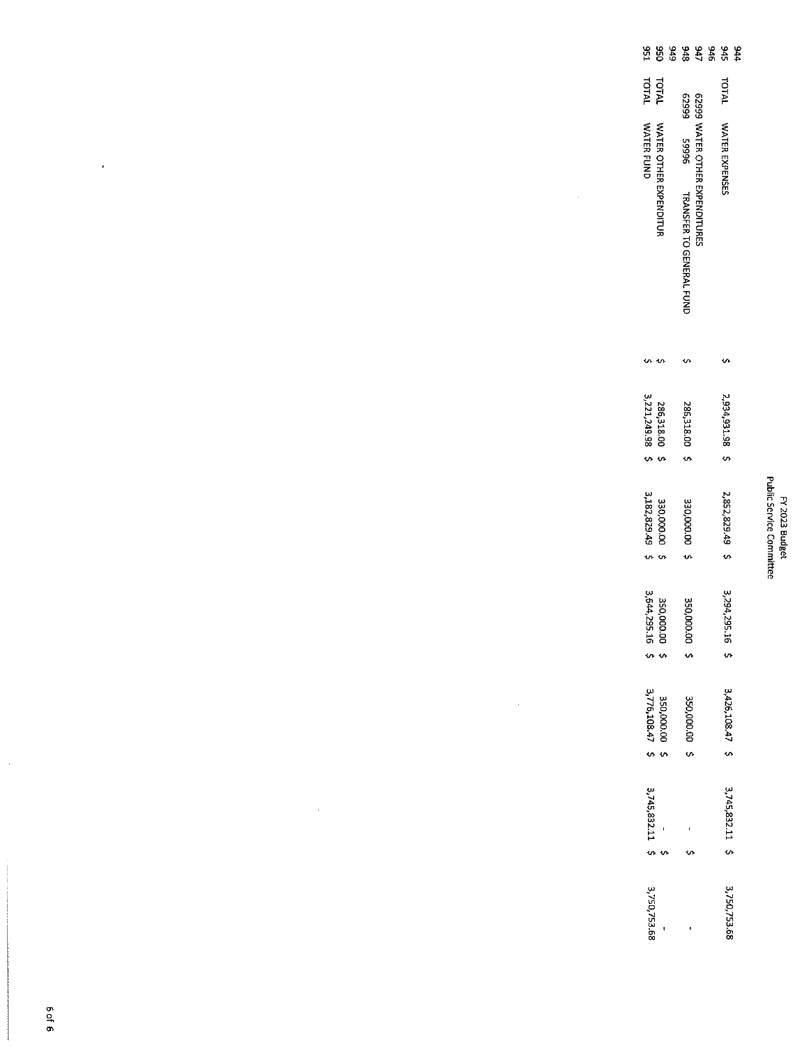# FY 2023 Budget
## Public Service Committee

| | | | | | | | | | |
|---|---|---|---|---|---|---|---|---|---|
| 944 | | | | | | | | | |
| 945 | TOTAL | | WATER EXPENSES | $ 2,934,931.98 | $ 2,852,829.49 | $ 3,294,295.16 | $ 3,426,108.47 | $ 3,745,832.11 | $ 3,750,753.68 |
| 946 | | | | | | | | | |
| 947 | 62999 | | WATER OTHER EXPENDITURES | | | | | | |
| 948 | 62999 | 59996 | TRANSFER TO GENERAL FUND | $ 286,318.00 | $ 330,000.00 | $ 350,000.00 | $ 350,000.00 | $ - | $ - |
| 949 | | | | | | | | | |
| 950 | TOTAL | | WATER OTHER EXPENDITUR | $ 286,318.00 | $ 330,000.00 | $ 350,000.00 | $ 350,000.00 | $ - | $ - |
| 951 | TOTAL | | WATER FUND | $ 3,221,249.98 | $ 3,182,829.49 | $ 3,644,295.16 | $ 3,776,108.47 | $ 3,745,832.11 | $ 3,750,753.68 |